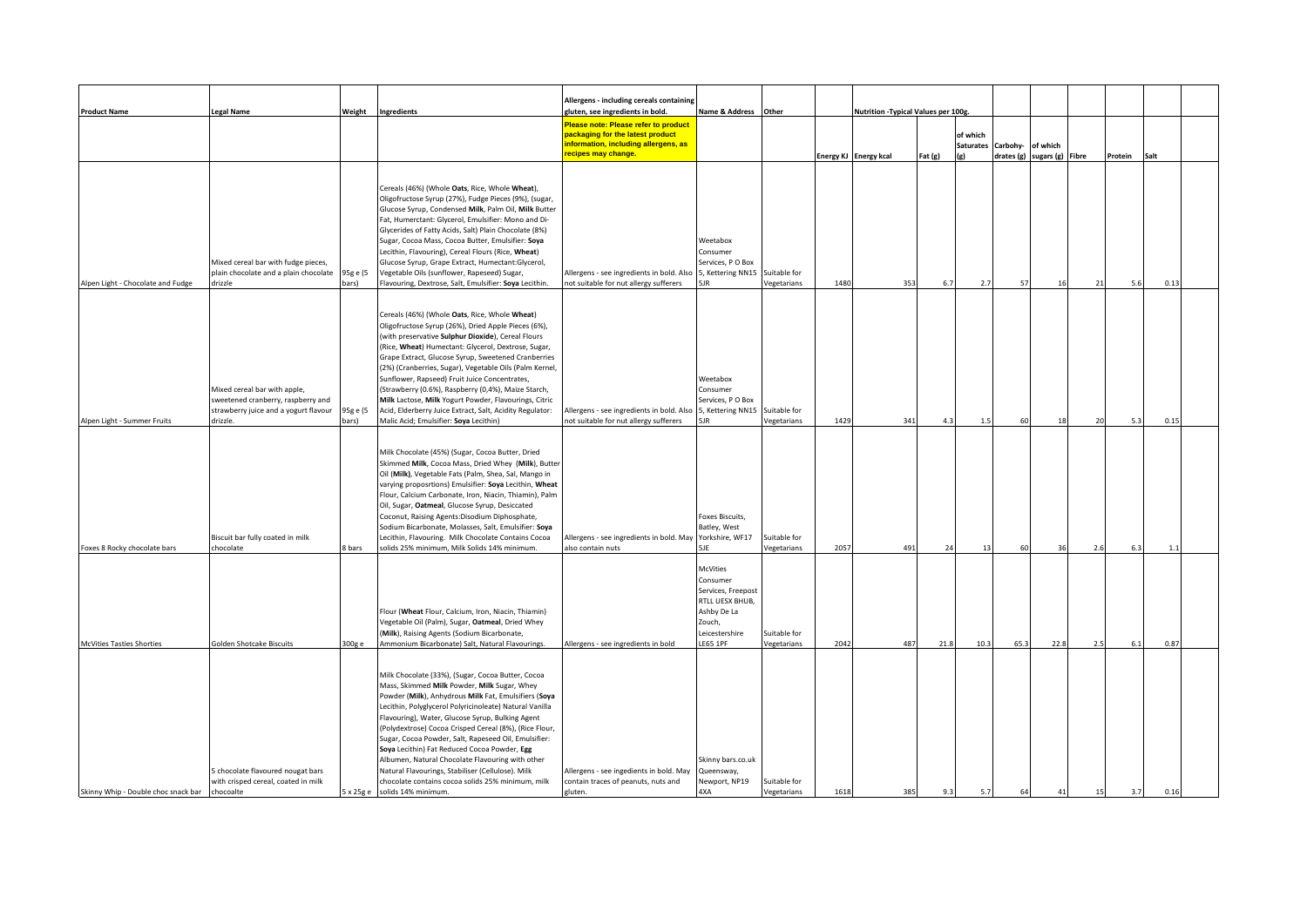| Product Name | Legal Name | Weight | Ingredients | Allergens - including cereals containing gluten, see ingredients in bold. | Name & Address | Other | Nutrition -Typical Values per 100g. | | | | | | | | |
|---|---|---|---|---|---|---|---|---|---|---|---|---|---|---|---|
| | | | | **Please note: Please refer to product packaging for the latest product information, including allergens, as recipes may change.** | | | Energy KJ | Energy kcal | Fat (g) | of which Saturates (g) | Carbohy-drates (g) | of which sugars (g) | Fibre | Protein | Salt |
| Alpen Light - Chocolate and Fudge | Mixed cereal bar with fudge pieces, plain chocolate and a plain chocolate drizzle | 95g e (5 bars) | Cereals (46%) (Whole **Oats**, Rice, Whole **Wheat**), Oligofructose Syrup (27%), Fudge Pieces (9%), (sugar, Glucose Syrup, Condensed **Milk**, Palm Oil, **Milk** Butter Fat, Humerctant: Glycerol, Emulsifier: Mono and Di-Glycerides of Fatty Acids, Salt) Plain Chocolate (8%) Sugar, Cocoa Mass, Cocoa Butter, Emulsifier: **Soya** Lecithin, Flavouring, Cereal Flours (Rice, **Wheat**) Glucose Syrup, Grape Extract, Humectant:Glycerol, Vegetable Oils (sunflower, Rapeseed) Sugar, Flavouring, Dextrose, Salt, Emulsifier: **Soya** Lecithin. | Allergens - see ingredients in bold. Also not suitable for nut allergy sufferers | Weetabox Consumer Services, P O Box 5, Kettering NN15 5JR | Suitable for Vegetarians | 1480 | 353 | 6.7 | 2.7 | 57 | 16 | 21 | 5.6 | 0.13 |
| Alpen Light - Summer Fruits | Mixed cereal bar with apple, sweetened cranberry, raspberry and strawberry juice and a yogurt flavour drizzle. | 95g e (5 bars) | Cereals (46%) (Whole **Oats**, Rice, Whole **Wheat**) Oligofructose Syrup (26%), Dried Apple Pieces (6%), (with preservative **Sulphur Dioxide**), Cereal Flours (Rice, **Wheat**) Humectant: Glycerol, Dextrose, Sugar, Grape Extract, Glucose Syrup, Sweetened Cranberries (2%) (Cranberries, Sugar), Vegetable Oils (Palm Kernel, Sunflower, Rapseed) Fruit Juice Concentrates, (Strawberry (0.6%), Raspberry (0,4%), Maize Starch, **Milk** Lactose, **Milk** Yogurt Powder, Flavourings, Citric Acid, Elderberry Juice Extract, Salt, Acidity Regulator: Malic Acid; Emulsifier: **Soya** Lecithin) | Allergens - see ingredients in bold. Also not suitable for nut allergy sufferers | Weetabox Consumer Services, P O Box 5, Kettering NN15 5JR | Suitable for Vegetarians | 1429 | 341 | 4.3 | 1.5 | 60 | 18 | 20 | 5.3 | 0.15 |
| Foxes 8 Rocky chocolate bars | Biscuit bar fully coated in milk chocolate | 8 bars | Milk Chocolate (45%) (Sugar, Cocoa Butter, Dried Skimmed **Milk**, Cocoa Mass, Dried Whey (**Milk**), Butter Oil (**Milk**), Vegetable Fats (Palm, Shea, Sal, Mango in varying proposrtions) Emulsifier: **Soya** Lecithin, **Wheat** Flour, Calcium Carbonate, Iron, Niacin, Thiamin), Palm Oil, Sugar, **Oatmeal**, Glucose Syrup, Desiccated Coconut, Raising Agents:Disodium Diphosphate, Sodium Bicarbonate, Molasses, Salt, Emulsifier: **Soya** Lecithin, Flavouring. Milk Chocolate Contains Cocoa solids 25% minimum, Milk Solids 14% minimum. | Allergens - see ingredients in bold. May also contain nuts | Foxes Biscuits, Batley, West Yorkshire, WF17 5JE | Suitable for Vegetarians | 2057 | 491 | 24 | 13 | 60 | 36 | 2.6 | 6.3 | 1.1 |
| McVities Tasties Shorties | Golden Shotcake Biscuits | 300g e | Flour (**Wheat** Flour, Calcium, Iron, Niacin, Thiamin) Vegetable Oil (Palm), Sugar, **Oatmeal**, Dried Whey (**Milk**), Raising Agents (Sodium Bicarbonate, Ammonium Bicarbonate) Salt, Natural Flavourings. | Allergens - see ingredients in bold | McVities Consumer Services, Freepost RTLL UESX BHUB, Ashby De La Zouch, Leicestershire LE65 1PF | Suitable for Vegetarians | 2042 | 487 | 21.8 | 10.3 | 65.3 | 22.8 | 2.5 | 6.1 | 0.87 |
| Skinny Whip - Double choc snack bar | 5 chocolate flavoured nougat bars with crisped cereal, coated in milk chocoalte | 5 x 25g e | Milk Chocolate (33%), (Sugar, Cocoa Butter, Cocoa Mass, Skimmed **Milk** Powder, **Milk** Sugar, Whey Powder (**Milk**), Anhydrous **Milk** Fat, Emulsifiers (**Soya** Lecithin, Polyglycerol Polyricinoleate) Natural Vanilla Flavouring), Water, Glucose Syrup, Bulking Agent (Polydextrose) Cocoa Crisped Cereal (8%), (Rice Flour, Sugar, Cocoa Powder, Salt, Rapeseed Oil, Emulsifier: **Soya** Lecithin) Fat Reduced Cocoa Powder, **Egg** Albumen, Natural Chocolate Flavouring with other Natural Flavourings, Stabiliser (Cellulose). Milk chocolate contains cocoa solids 25% minimum, milk solids 14% minimum. | Allergens - see ingedients in bold. May contain traces of peanuts, nuts and gluten. | Skinny bars.co.uk Queensway, Newport, NP19 4XA | Suitable for Vegetarians | 1618 | 385 | 9.3 | 5.7 | 64 | 41 | 15 | 3.7 | 0.16 |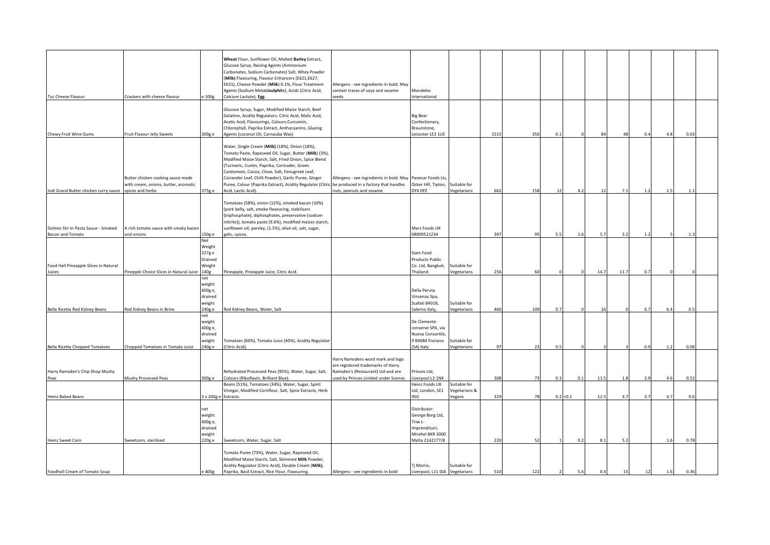| | | | | | | | | | | | | | | | | |
|---|---|---|---|---|---|---|---|---|---|---|---|---|---|---|---|---|
| Tuc Cheese Flavour | Crackers with cheese flavour | e 100g | **Wheat** Flour, Sunflower Oil, Malted **Barley** Extract, Glucose Syrup, Raising Agents (Ammonium Carbonates, Sodium Carbonates) Salt, Whey Powder (**Milk**) Flavouring, Flavour Enhancers (E621,E627, E631), Cheese Powder (**Milk**) 0.1%, Flour Treatment Agents (Sodium Metabi**sulphit**e), Acids (Citric Acid, Calcium Lactate), **Egg**. | Allergens - see ingredients in bold. May contain traces of soya and sesame seeds. | Mondelez International | | | | | | | | | | | |
| Chewy Fruit Wine Gums | Fruit Flavour Jelly Sweets | 300g e | Glucose Syrup, Sugar, Modified Maize Starch, Beef Gelatine, Acidity Regulators: Citric Acid, Malic Acid, Acetic Acid; Flavourings, Colours:Curcumin, Chlorophyll, Paprika Extract, Anthocyanins, Glazing Agents (coconut Oil, Carnauba Wax) | | Big Bear Confectionary, Braunstone, Leicester LE3 1UE | | 1515 | 356 | 0.1 | 0 | 84 | 48 | 0.4 | 4.8 | 0.03 | |
| Indi Grand Butter chicken curry sauce | Butter chicken cooking sauce made with cream, onions, butter, aromatic spices and herbs | 375g e | Water, Single Cream (**Milk**) (18%), Onion (18%), Tomato Paste, Rapeseed Oil, Sugar, Butter (**Milk**) (3%), Modified Maize Starch, Salt, Fried Onion, Spice Blend (Turmeric, Cumin, Paprika, Corinader, Green Cardomom, Cassia, Clove, Salt, Fenugreek Leaf, Coriander Leaf, Chilli Powder), Garlic Puree, Ginger Puree, Colour (Paprika Extract), Acidity Regulator (Citric Acid, Lactic Acid). | Allergens - see ingredients in bold. May be produced in a factory that handles nuts, peanuts and sesame | Panesar Foods Lts, Ocker Hill, Tipton, DY4 0PZ | Suitable for Vegetarians | 662 | 158 | 12 | 4.2 | 12 | 7.1 | 1.2 | 1.5 | 1.1 | |
| Dolmio Stir In Pasta Sauce - Smoked Bacon and Tomato | A rich tomato sauce with smoky bacon and onions | 150g e | Tomatoes (58%), onion (12%), smoked bacon (10%) (pork belly, salt, smoke flavouring, stabilisers (triphosphate), diphosphates, preservative (sodium nitirite)), tomato paste (9.6%), modified maizes starch, sunflower oil, parsley, (1.5%), olive oil, salt, sugar, galic, spices. | | Mars Foods UK 08009521234 | | 397 | 95 | 5.5 | 1.6 | 5.7 | 3.2 | 1.2 | 5 | 1.3 | |
| Food Hall Pineapple Slices in Natural Juices | Pinepple Choice Slices in Natural Juice | Net Weight 227g e Drained Weight 140g | Pineapple, Pineapple Juice, Citric Acid. | | Siam Food Products Public Co. Ltd, Bangkok, Thailand. | Suitable for Vegetarians | 256 | 60 | 0 | 0 | 14.7 | 11.7 | 0.7 | 0 | 0 | |
| Bella Ricetta Red Kidney Beans | Red Kidney Beans in Brine | net weight 400g e, drained weight 240g e | Red Kidney Beans, Water, Salt | | Della Peruta Vincenzo Spa, Scafati 84018, Salerno Italy, | Suitable for Vegetarians | 460 | 109 | 0.7 | 0 | 16 | 0 | 6.7 | 6.4 | 0.5 | |
| Bella Ricetta Chopped Tomatoes | Chopped Tomatoes in Tomato Juice | net weight 400g e, drained weight 240g e | Tomatoes (60%), Tomato Juice (40%), Acidity Regulator (Citric Acid). | | De Clemente conserve SPA, via Nuova Consortile, 9 84084 Fisciano (SA) Italy | Suitable for Vegetarians | 97 | 23 | 0.5 | 0 | 3 | 3 | 0.9 | 1.2 | 0.08 | |
| Harry Ramsden's Chip Shop Mushy Peas | Mushy Processed Peas | 300g e | Rehydrated Processed Peas (95%), Water, Sugar, Salt, Colours (Riboflavin, Brilliant Blue). | Harry Ramsdens word mark and logo are registered trademarks of Harry Ramsden's (Restaurant) Ltd and are used by Princes Limited under license. | Princes Ltd, Liverpool L3 1NX | | 308 | 73 | 0.3 | 0.1 | 11.5 | 1.8 | 2.9 | 4.6 | 0.52 | |
| Heinz Baked Beans | | 3 x 200g e | Beans (51%), Tomatoes (34%), Water, Sugar, Spirit Vinegar, Modified Cornflour, Salt, Spice Extracts, Herb Extracts. | | Heinz Foods UK Ltd, London, SE1 9SG | Suitable for Vegetarians & Vegans | 329 | 78 | 0.2 | <0.1 | 12.5 | 4.7 | 3.7 | 4.7 | 0.6 | |
| Heinz Sweet Corn | Sweetcorn, sterilised | net weight 400g e, drained weight 220g e | Sweetcorn, Water, Sugar, Salt | | Distributor: George Borg Ltd, Triw L-Imprenditurii, Mriehel BKR 3000 Malta 2142177/8 | | 220 | 52 | 1 | 0.2 | 8.1 | 5.2 | | 1.6 | 0.78 | |
| Foodhall Cream of Tomato Soup | | e 400g | Tomato Puree (73%), Water, Sugar, Rapeseed Oil, Modified Maize Starch, Salt, Skimmed **Milk** Powder, Acidity Regulator (Citric Acid), Double Cream (**Milk**), Paprika, Basil Extract, Rice Flour, Flavouring. | Allergens - see ingredients in bold | Tj Morris, Liverpool, L11 0JA | Suitable for Vegetarians | 510 | 122 | 2 | 5.6 | 0.4 | 15 | 12 | 1.6 | 0.36 | |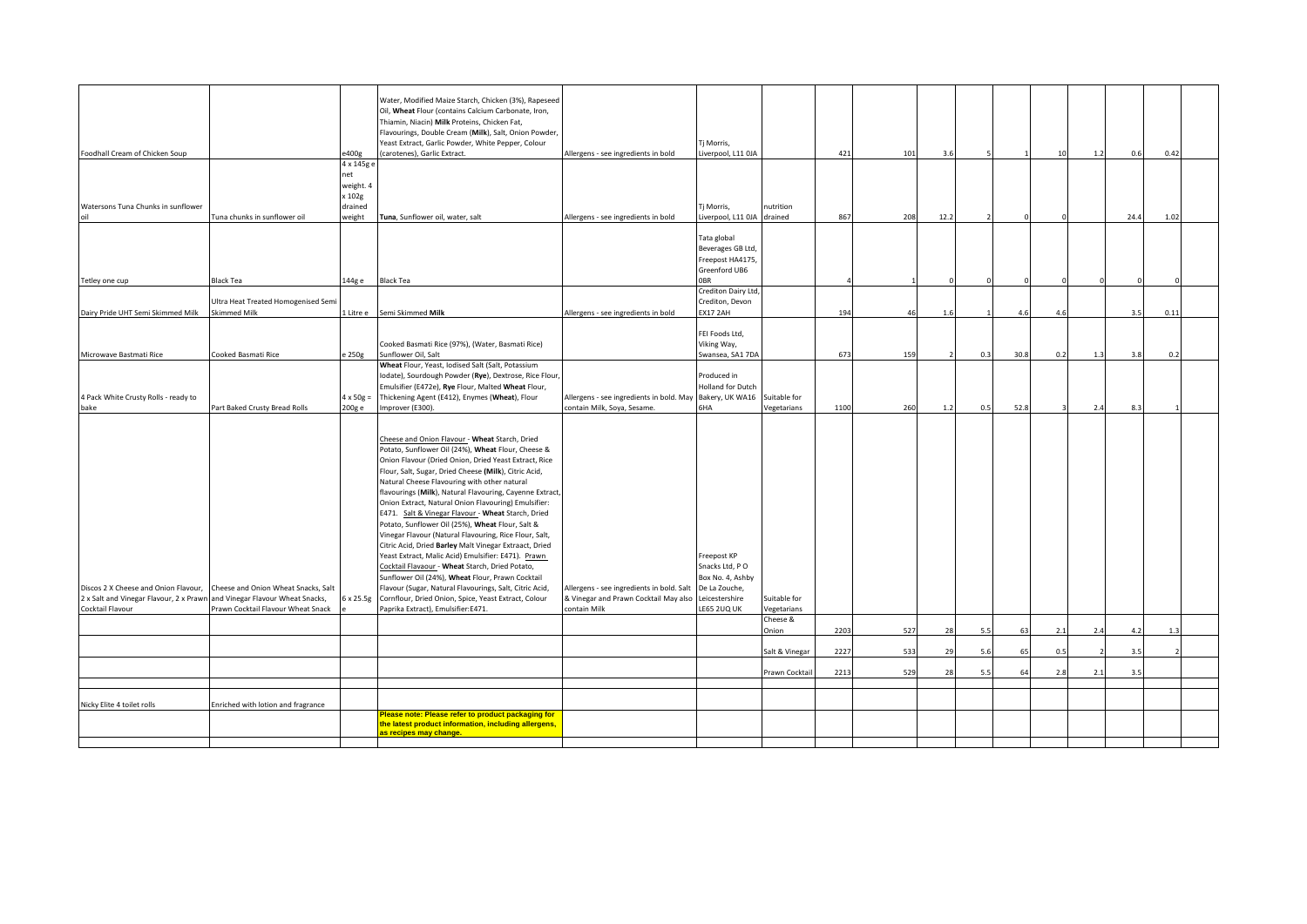| | | | | | | | | | | | | | | | | |
|---|---|---|---|---|---|---|---|---|---|---|---|---|---|---|---|---|
| Foodhall Cream of Chicken Soup | | e400g | Water, Modified Maize Starch, Chicken (3%), Rapeseed Oil, **Wheat** Flour (contains Calcium Carbonate, Iron, Thiamin, Niacin) **Milk** Proteins, Chicken Fat, Flavourings, Double Cream (**Milk**), Salt, Onion Powder, Yeast Extract, Garlic Powder, White Pepper, Colour (carotenes), Garlic Extract. | Allergens - see ingredients in bold | Tj Morris, Liverpool, L11 0JA | | 421 | 101 | 3.6 | 5 | 1 | 10 | 1.2 | 0.6 | 0.42 | |
| Watersons Tuna Chunks in sunflower oil | Tuna chunks in sunflower oil | 4 x 145g e net weight. 4 x 102g drained weight | **Tuna**, Sunflower oil, water, salt | Allergens - see ingredients in bold | Tj Morris, Liverpool, L11 0JA | nutrition drained | 867 | 208 | 12.2 | 2 | 0 | 0 | | 24.4 | 1.02 | |
| Tetley one cup | Black Tea | 144g e | Black Tea | | Tata global Beverages GB Ltd, Freepost HA4175, Greenford UB6 0BR | | 4 | 1 | 0 | 0 | 0 | 0 | 0 | 0 | 0 | |
| Dairy Pride UHT Semi Skimmed Milk | Ultra Heat Treated Homogenised Semi Skimmed Milk | 1 Litre e | Semi Skimmed **Milk** | Allergens - see ingredients in bold | Crediton Dairy Ltd, Crediton, Devon EX17 2AH | | 194 | 46 | 1.6 | 1 | 4.6 | 4.6 | | 3.5 | 0.11 | |
| Microwave Bastmati Rice | Cooked Basmati Rice | e 250g | Cooked Basmati Rice (97%), (Water, Basmati Rice) Sunflower Oil, Salt | | FEI Foods Ltd, Viking Way, Swansea, SA1 7DA | | 673 | 159 | 2 | 0.3 | 30.8 | 0.2 | 1.3 | 3.8 | 0.2 | |
| 4 Pack White Crusty Rolls - ready to bake | Part Baked Crusty Bread Rolls | 4 x 50g = 200g e | **Wheat** Flour, Yeast, Iodised Salt (Salt, Potassium Iodate), Sourdough Powder (**Rye**), Dextrose, Rice Flour, Emulsifier (E472e), **Rye** Flour, Malted **Wheat** Flour, Thickening Agent (E412), Enymes (**Wheat**), Flour Improver (E300). | Allergens - see ingredients in bold. May contain Milk, Soya, Sesame. | Produced in Holland for Dutch Bakery, UK WA16 6HA | Suitable for Vegetarians | 1100 | 260 | 1.2 | 0.5 | 52.8 | 3 | 2.4 | 8.3 | 1 | |
| Discos 2 X Cheese and Onion Flavour, 2 x Salt and Vinegar Flavour, 2 x Prawn Cocktail Flavour | Cheese and Onion Flavour Wheat Snacks, Salt and Vinegar Flavour Wheat Snacks, Prawn Cocktail Flavour Wheat Snack | 6 x 25.5g e | Cheese and Onion Flavour - **Wheat** Starch, Dried Potato, Sunflower Oil (24%), **Wheat** Flour, Cheese & Onion Flavour (Dried Onion, Dried Yeast Extract, Rice Flour, Salt, Sugar, Dried Cheese (**Milk**), Citric Acid, Natural Cheese Flavouring with other natural flavourings (**Milk**), Natural Flavouring, Cayenne Extract, Onion Extract, Natural Onion Flavouring) Emulsifier: E471. Salt & Vinegar Flavour - **Wheat** Starch, Dried Potato, Sunflower Oil (25%), **Wheat** Flour, Salt & Vinegar Flavour (Natural Flavouring, Rice Flour, Salt, Citric Acid, Dried **Barley** Malt Vinegar Extraact, Dried Yeast Extract, Malic Acid) Emulsifier: E471). Prawn Cocktail Flavaour - **Wheat** Starch, Dried Potato, Sunflower Oil (24%), **Wheat** Flour, Prawn Cocktail Flavour (Sugar, Natural Flavourings, Salt, Citric Acid, Cornflour, Dried Onion, Spice, Yeast Extract, Colour Paprika Extract), Emulsifier:E471. | Allergens - see ingredients in bold. Salt & Vinegar and Prawn Cocktail May also contain Milk | Freepost KP Snacks Ltd, P O Box No. 4, Ashby De La Zouche, Leicestershire LE65 2UQ UK | Suitable for Vegetarians | | | | | | | | | | |
| | | | | | | Cheese & Onion | 2203 | 527 | 28 | 5.5 | 63 | 2.1 | 2.4 | 4.2 | 1.3 | |
| | | | | | | Salt & Vinegar | 2227 | 533 | 29 | 5.6 | 65 | 0.5 | 2 | 3.5 | 2 | |
| | | | | | | Prawn Cocktail | 2213 | 529 | 28 | 5.5 | 64 | 2.8 | 2.1 | 3.5 | | |
| Nicky Elite 4 toilet rolls | Enriched with lotion and fragrance | | | | | | | | | | | | | | | |
| | | | **Please note: Please refer to product packaging for the latest product information, including allergens, as recipes may change.** | | | | | | | | | | | | | |